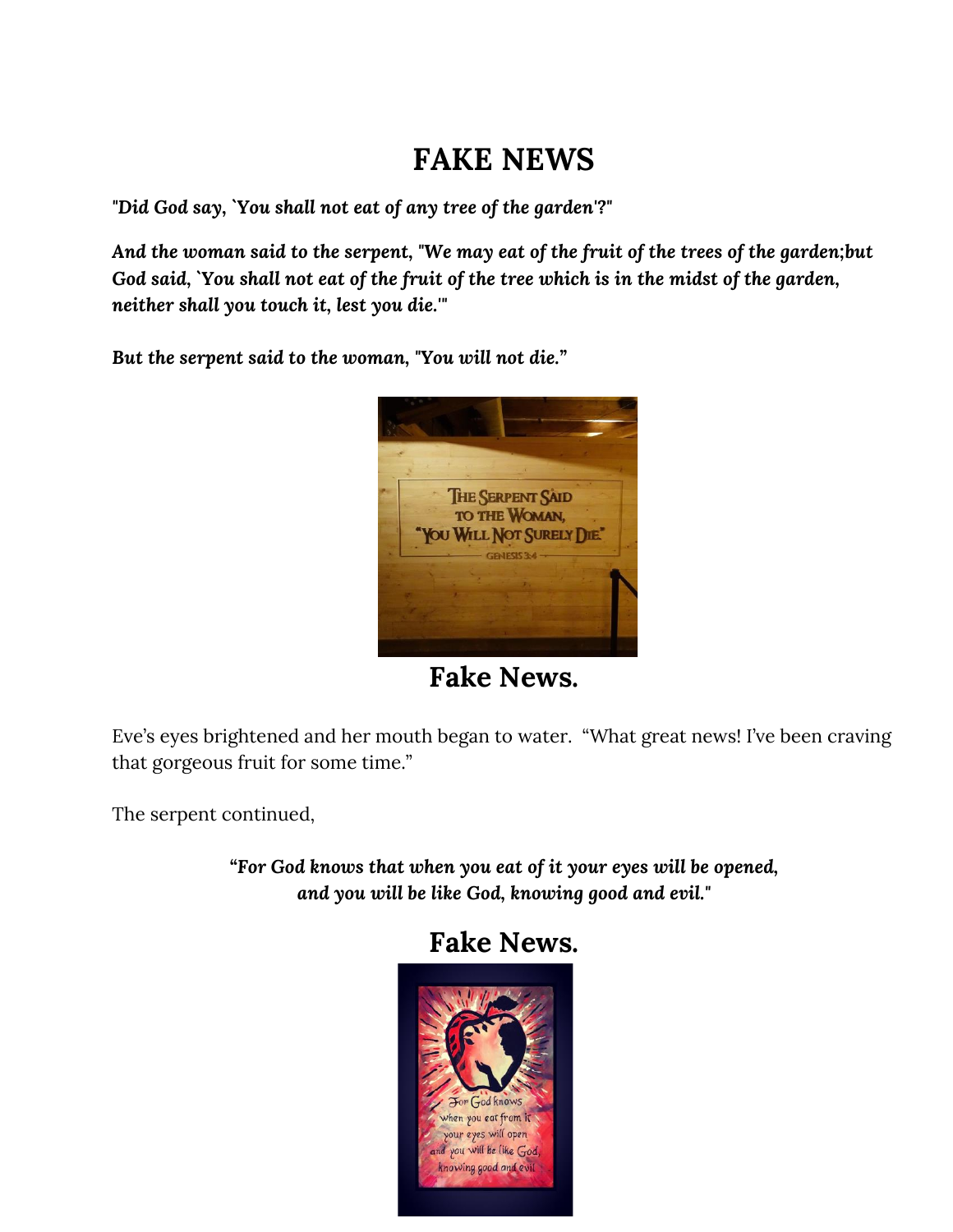# FAKE NEWS

***"Did God say, `You shall not eat of any tree of the garden'?"***

***And the woman said to the serpent, "We may eat of the fruit of the trees of the garden;but God said, `You shall not eat of the fruit of the tree which is in the midst of the garden, neither shall you touch it, lest you die.'"***

***But the serpent said to the woman, "You will not die."***

## Fake News.

Eve's eyes brightened and her mouth began to water. "What great news! I've been craving that gorgeous fruit for some time."

The serpent continued,

> ***"For God knows that when you eat of it your eyes will be opened, and you will be like God, knowing good and evil."***

## Fake News.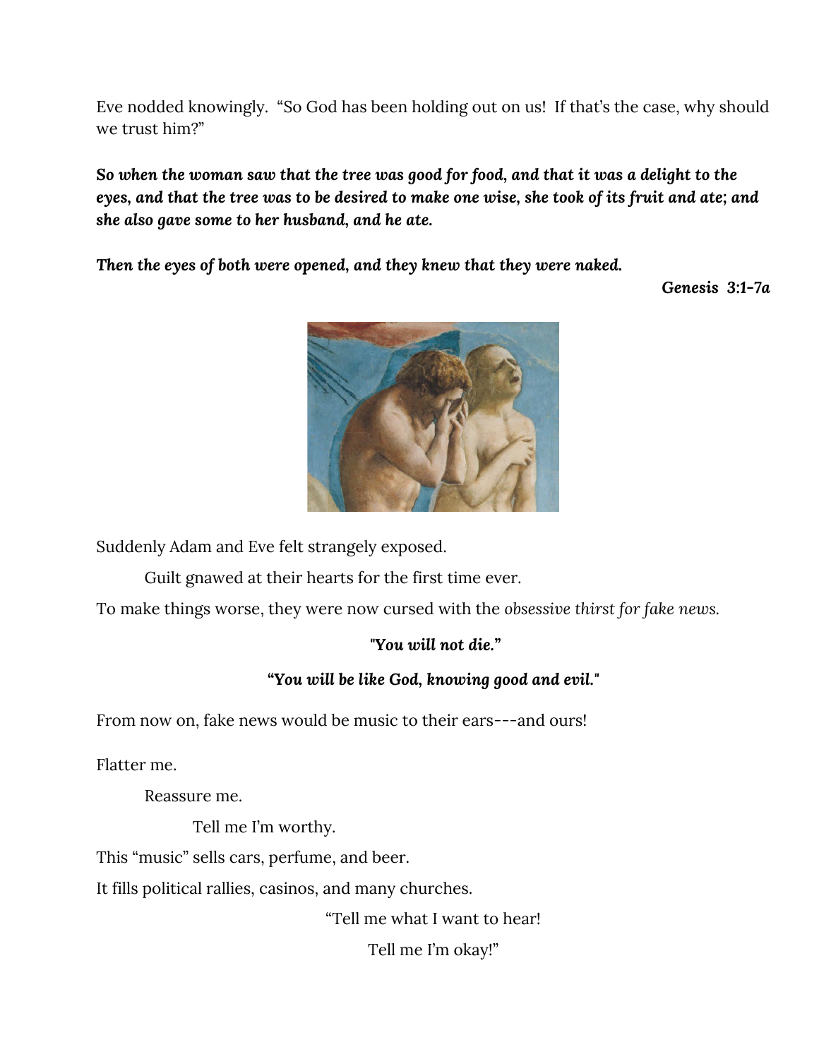Eve nodded knowingly. "So God has been holding out on us! If that's the case, why should we trust him?"

***So when the woman saw that the tree was good for food, and that it was a delight to the eyes, and that the tree was to be desired to make one wise, she took of its fruit and ate; and she also gave some to her husband, and he ate.***

***Then the eyes of both were opened, and they knew that they were naked.***

***Genesis 3:1-7a***

Suddenly Adam and Eve felt strangely exposed.

Guilt gnawed at their hearts for the first time ever.

To make things worse, they were now cursed with the *obsessive thirst for fake news.*

***"You will not die."***

***"You will be like God, knowing good and evil."***

From now on, fake news would be music to their ears---and ours!

Flatter me.

Reassure me.

Tell me I'm worthy.

This "music" sells cars, perfume, and beer.

It fills political rallies, casinos, and many churches.

"Tell me what I want to hear!

Tell me I'm okay!"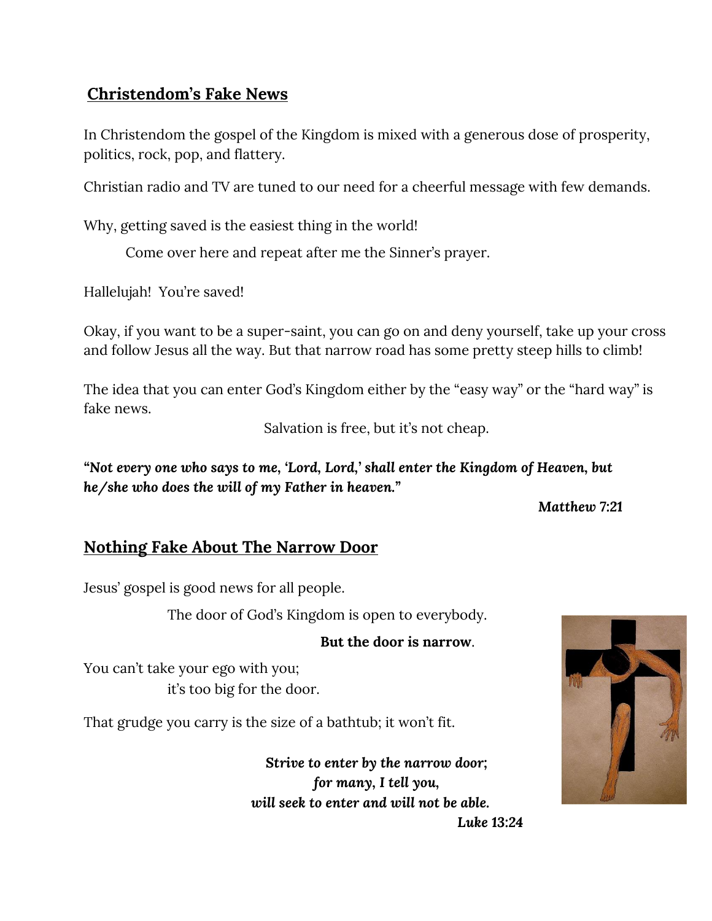## Christendom's Fake News

In Christendom the gospel of the Kingdom is mixed with a generous dose of prosperity, politics, rock, pop, and flattery.

Christian radio and TV are tuned to our need for a cheerful message with few demands.

Why, getting saved is the easiest thing in the world!

Come over here and repeat after me the Sinner's prayer.

Hallelujah! You're saved!

Okay, if you want to be a super-saint, you can go on and deny yourself, take up your cross and follow Jesus all the way. But that narrow road has some pretty steep hills to climb!

The idea that you can enter God's Kingdom either by the "easy way" or the "hard way" is fake news.

Salvation is free, but it's not cheap.

***"Not every one who says to me, 'Lord, Lord,' shall enter the Kingdom of Heaven, but he/she who does the will of my Father in heaven."***

***Matthew 7:21***

## Nothing Fake About The Narrow Door

Jesus' gospel is good news for all people.

The door of God's Kingdom is open to everybody.

**But the door is narrow**.

You can't take your ego with you;
it's too big for the door.

That grudge you carry is the size of a bathtub; it won't fit.

***Strive to enter by the narrow door;***
***for many, I tell you,***
***will seek to enter and will not be able.***
***Luke 13:24***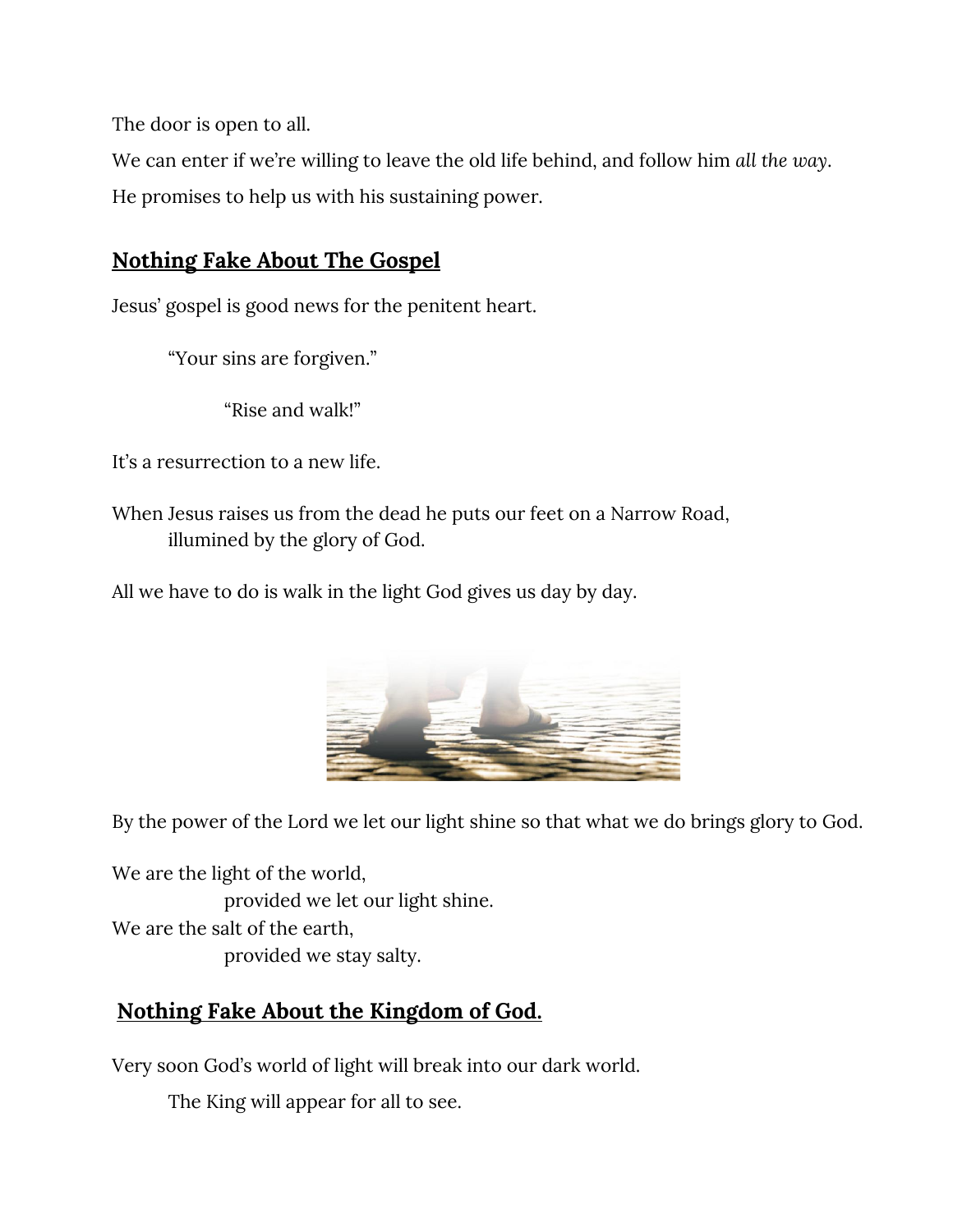The door is open to all.

We can enter if we're willing to leave the old life behind, and follow him *all the way*.

He promises to help us with his sustaining power.

## **Nothing Fake About The Gospel**

Jesus' gospel is good news for the penitent heart.

"Your sins are forgiven."

"Rise and walk!"

It's a resurrection to a new life.

When Jesus raises us from the dead he puts our feet on a Narrow Road, illumined by the glory of God.

All we have to do is walk in the light God gives us day by day.

By the power of the Lord we let our light shine so that what we do brings glory to God.

We are the light of the world,
provided we let our light shine.
We are the salt of the earth,
provided we stay salty.

## **Nothing Fake About the Kingdom of God.**

Very soon God's world of light will break into our dark world.

The King will appear for all to see.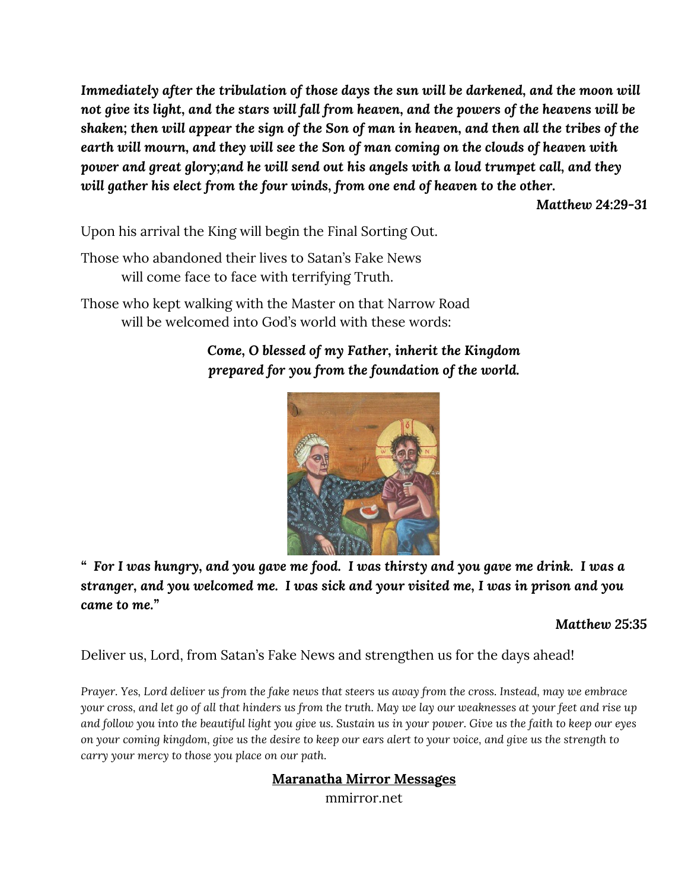***Immediately after the tribulation of those days the sun will be darkened, and the moon will not give its light, and the stars will fall from heaven, and the powers of the heavens will be shaken; then will appear the sign of the Son of man in heaven, and then all the tribes of the earth will mourn, and they will see the Son of man coming on the clouds of heaven with power and great glory;and he will send out his angels with a loud trumpet call, and they will gather his elect from the four winds, from one end of heaven to the other.***

***Matthew 24:29-31***

Upon his arrival the King will begin the Final Sorting Out.

Those who abandoned their lives to Satan's Fake News
will come face to face with terrifying Truth.

Those who kept walking with the Master on that Narrow Road
will be welcomed into God's world with these words:

***Come, O blessed of my Father, inherit the Kingdom prepared for you from the foundation of the world.***

***" For I was hungry, and you gave me food. I was thirsty and you gave me drink. I was a stranger, and you welcomed me. I was sick and your visited me, I was in prison and you came to me."***

***Matthew 25:35***

Deliver us, Lord, from Satan's Fake News and strengthen us for the days ahead!

*Prayer. Yes, Lord deliver us from the fake news that steers us away from the cross. Instead, may we embrace your cross, and let go of all that hinders us from the truth. May we lay our weaknesses at your feet and rise up and follow you into the beautiful light you give us. Sustain us in your power. Give us the faith to keep our eyes on your coming kingdom, give us the desire to keep our ears alert to your voice, and give us the strength to carry your mercy to those you place on our path.*

**Maranatha Mirror Messages**

mmirror.net